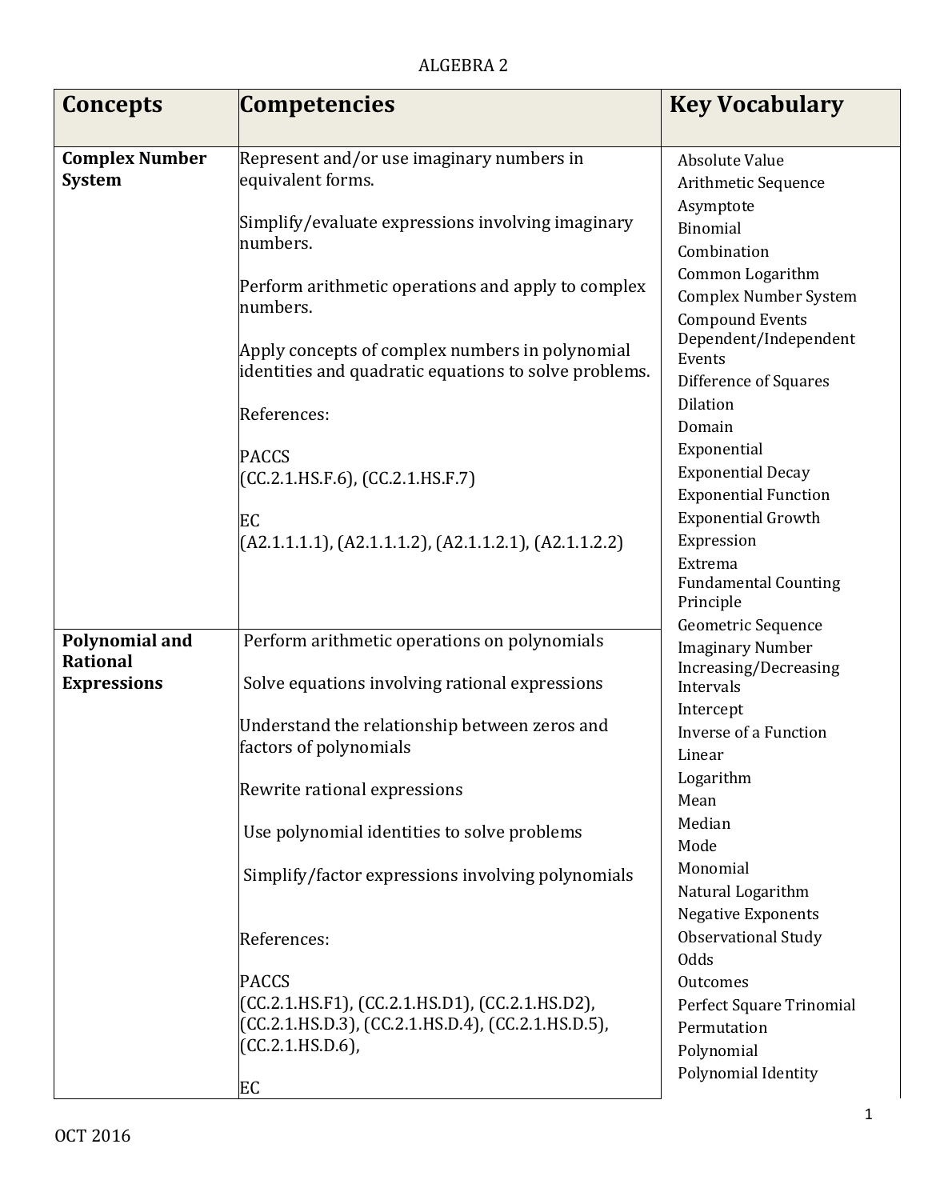# ALGEBRA 2

| Concepts | Competencies | Key Vocabulary |
|---|---|---|
| **Complex Number System** | Represent and/or use imaginary numbers in equivalent forms.<br><br>Simplify/evaluate expressions involving imaginary numbers.<br><br>Perform arithmetic operations and apply to complex numbers.<br><br>Apply concepts of complex numbers in polynomial identities and quadratic equations to solve problems.<br><br>References:<br><br>PACCS<br>(CC.2.1.HS.F.6), (CC.2.1.HS.F.7)<br><br>EC<br>(A2.1.1.1.1), (A2.1.1.1.2), (A2.1.1.2.1), (A2.1.1.2.2) | Absolute Value<br>Arithmetic Sequence<br>Asymptote<br>Binomial<br>Combination<br>Common Logarithm<br>Complex Number System<br>Compound Events<br>Dependent/Independent Events<br>Difference of Squares<br>Dilation<br>Domain<br>Exponential<br>Exponential Decay<br>Exponential Function<br>Exponential Growth<br>Expression<br>Extrema<br>Fundamental Counting Principle<br>Geometric Sequence<br>Imaginary Number<br>Increasing/Decreasing Intervals<br>Intercept<br>Inverse of a Function<br>Linear<br>Logarithm<br>Mean<br>Median<br>Mode<br>Monomial<br>Natural Logarithm<br>Negative Exponents<br>Observational Study<br>Odds<br>Outcomes<br>Perfect Square Trinomial<br>Permutation<br>Polynomial<br>Polynomial Identity |
| **Polynomial and Rational Expressions** | Perform arithmetic operations on polynomials<br><br>Solve equations involving rational expressions<br><br>Understand the relationship between zeros and factors of polynomials<br><br>Rewrite rational expressions<br><br>Use polynomial identities to solve problems<br><br>Simplify/factor expressions involving polynomials<br><br>References:<br><br>PACCS<br>(CC.2.1.HS.F1), (CC.2.1.HS.D1), (CC.2.1.HS.D2), (CC.2.1.HS.D.3), (CC.2.1.HS.D.4), (CC.2.1.HS.D.5), (CC.2.1.HS.D.6),<br><br>EC | |

OCT 2016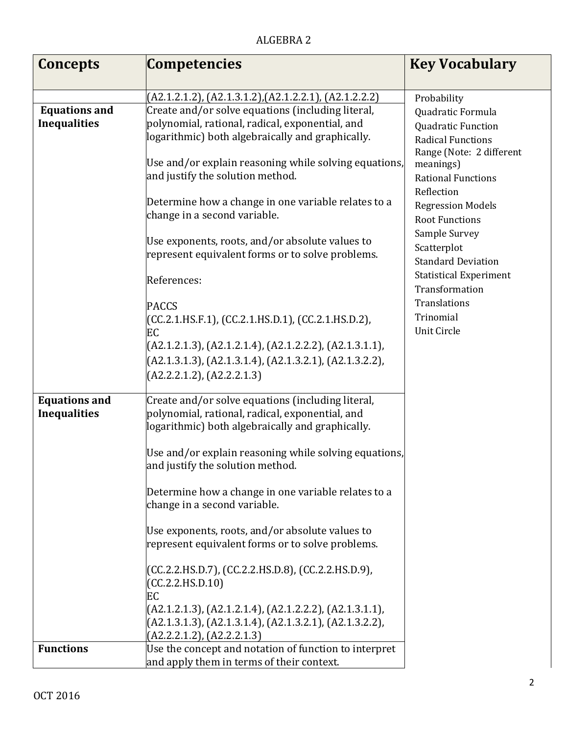ALGEBRA 2

| Concepts | Competencies | Key Vocabulary |
|---|---|---|
| | (A2.1.2.1.2), (A2.1.3.1.2),(A2.1.2.2.1), (A2.1.2.2.2) | Probability<br>Quadratic Formula<br>Quadratic Function<br>Radical Functions<br>Range (Note: 2 different meanings)<br>Rational Functions<br>Reflection<br>Regression Models<br>Root Functions<br>Sample Survey<br>Scatterplot<br>Standard Deviation<br>Statistical Experiment<br>Transformation<br>Translations<br>Trinomial<br>Unit Circle |
| **Equations and Inequalities** | Create and/or solve equations (including literal, polynomial, rational, radical, exponential, and logarithmic) both algebraically and graphically.<br><br>Use and/or explain reasoning while solving equations, and justify the solution method.<br><br>Determine how a change in one variable relates to a change in a second variable.<br><br>Use exponents, roots, and/or absolute values to represent equivalent forms or to solve problems.<br><br>References:<br><br>PACCS<br>(CC.2.1.HS.F.1), (CC.2.1.HS.D.1), (CC.2.1.HS.D.2),<br>EC<br>(A2.1.2.1.3), (A2.1.2.1.4), (A2.1.2.2.2), (A2.1.3.1.1), (A2.1.3.1.3), (A2.1.3.1.4), (A2.1.3.2.1), (A2.1.3.2.2), (A2.2.2.1.2), (A2.2.2.1.3) | |
| **Equations and Inequalities** | Create and/or solve equations (including literal, polynomial, rational, radical, exponential, and logarithmic) both algebraically and graphically.<br><br>Use and/or explain reasoning while solving equations, and justify the solution method.<br><br>Determine how a change in one variable relates to a change in a second variable.<br><br>Use exponents, roots, and/or absolute values to represent equivalent forms or to solve problems.<br><br>(CC.2.2.HS.D.7), (CC.2.2.HS.D.8), (CC.2.2.HS.D.9), (CC.2.2.HS.D.10)<br>EC<br>(A2.1.2.1.3), (A2.1.2.1.4), (A2.1.2.2.2), (A2.1.3.1.1), (A2.1.3.1.3), (A2.1.3.1.4), (A2.1.3.2.1), (A2.1.3.2.2), (A2.2.2.1.2), (A2.2.2.1.3) | |
| **Functions** | Use the concept and notation of function to interpret and apply them in terms of their context. | |

OCT 2016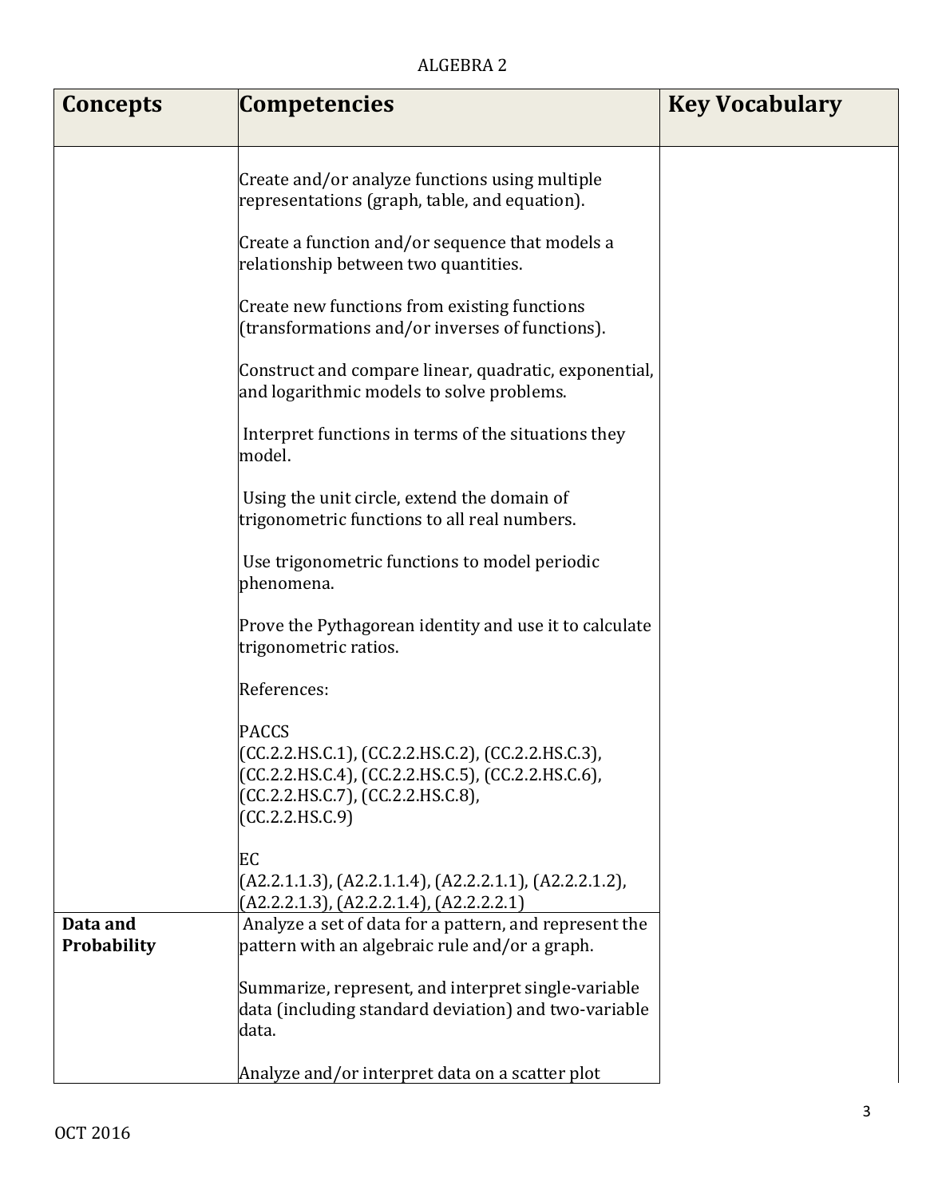ALGEBRA 2

| Concepts | Competencies | Key Vocabulary |
| --- | --- | --- |
| | Create and/or analyze functions using multiple representations (graph, table, and equation).<br><br>Create a function and/or sequence that models a relationship between two quantities.<br><br>Create new functions from existing functions (transformations and/or inverses of functions).<br><br>Construct and compare linear, quadratic, exponential, and logarithmic models to solve problems.<br><br>Interpret functions in terms of the situations they model.<br><br>Using the unit circle, extend the domain of trigonometric functions to all real numbers.<br><br>Use trigonometric functions to model periodic phenomena.<br><br>Prove the Pythagorean identity and use it to calculate trigonometric ratios.<br><br>References:<br><br>PACCS<br>(CC.2.2.HS.C.1), (CC.2.2.HS.C.2), (CC.2.2.HS.C.3), (CC.2.2.HS.C.4), (CC.2.2.HS.C.5), (CC.2.2.HS.C.6), (CC.2.2.HS.C.7), (CC.2.2.HS.C.8), (CC.2.2.HS.C.9)<br><br>EC<br>(A2.2.1.1.3), (A2.2.1.1.4), (A2.2.2.1.1), (A2.2.2.1.2), (A2.2.2.1.3), (A2.2.2.1.4), (A2.2.2.2.1) | |
| **Data and Probability** | Analyze a set of data for a pattern, and represent the pattern with an algebraic rule and/or a graph.<br><br>Summarize, represent, and interpret single-variable data (including standard deviation) and two-variable data.<br><br>Analyze and/or interpret data on a scatter plot | |

OCT 2016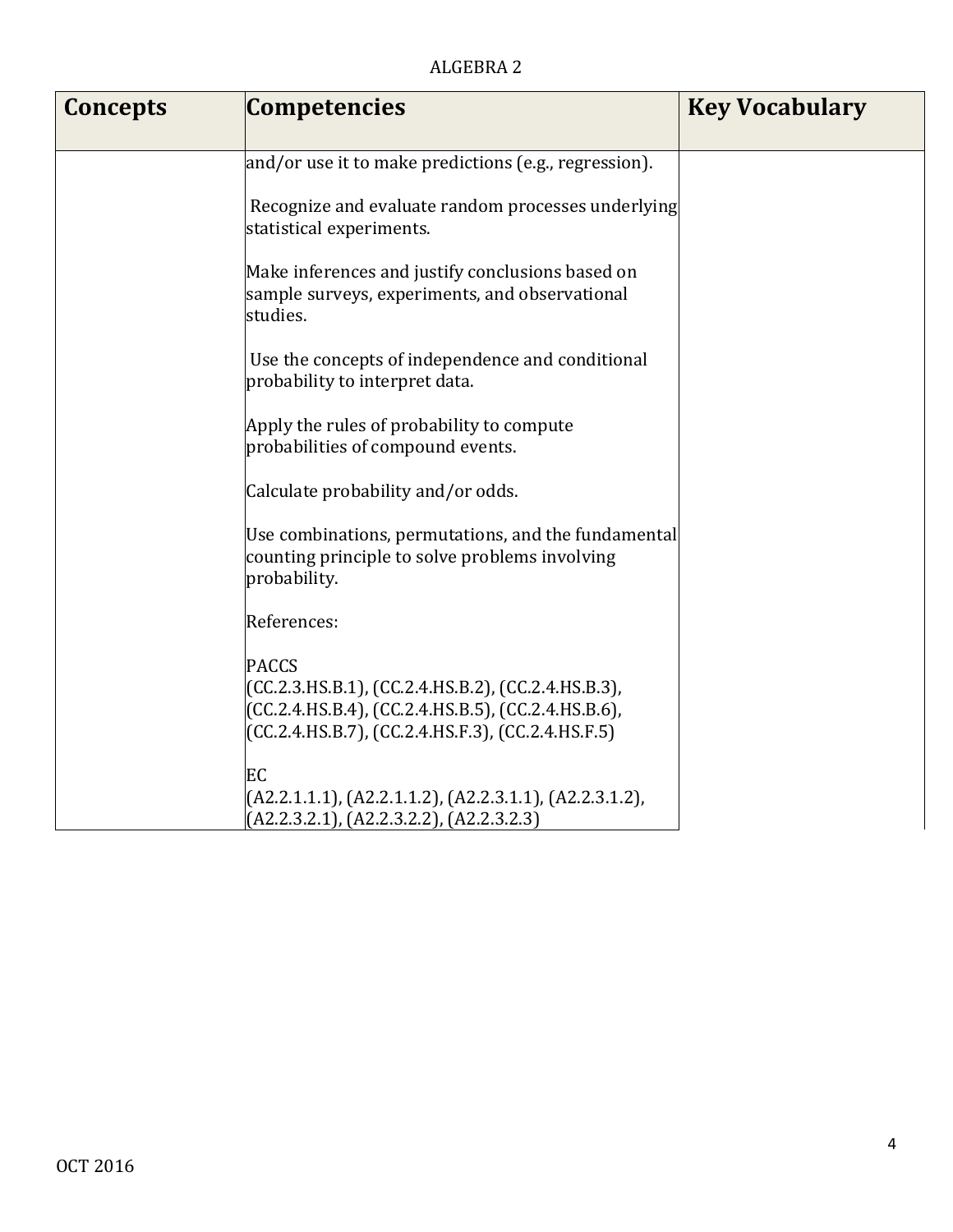| Concepts | Competencies | Key Vocabulary |
|---|---|---|
| | and/or use it to make predictions (e.g., regression).<br><br>Recognize and evaluate random processes underlying statistical experiments.<br><br>Make inferences and justify conclusions based on sample surveys, experiments, and observational studies.<br><br>Use the concepts of independence and conditional probability to interpret data.<br><br>Apply the rules of probability to compute probabilities of compound events.<br><br>Calculate probability and/or odds.<br><br>Use combinations, permutations, and the fundamental counting principle to solve problems involving probability.<br><br>References:<br><br>PACCS<br>(CC.2.3.HS.B.1), (CC.2.4.HS.B.2), (CC.2.4.HS.B.3), (CC.2.4.HS.B.4), (CC.2.4.HS.B.5), (CC.2.4.HS.B.6), (CC.2.4.HS.B.7), (CC.2.4.HS.F.3), (CC.2.4.HS.F.5)<br><br>EC<br>(A2.2.1.1.1), (A2.2.1.1.2), (A2.2.3.1.1), (A2.2.3.1.2), (A2.2.3.2.1), (A2.2.3.2.2), (A2.2.3.2.3) | |